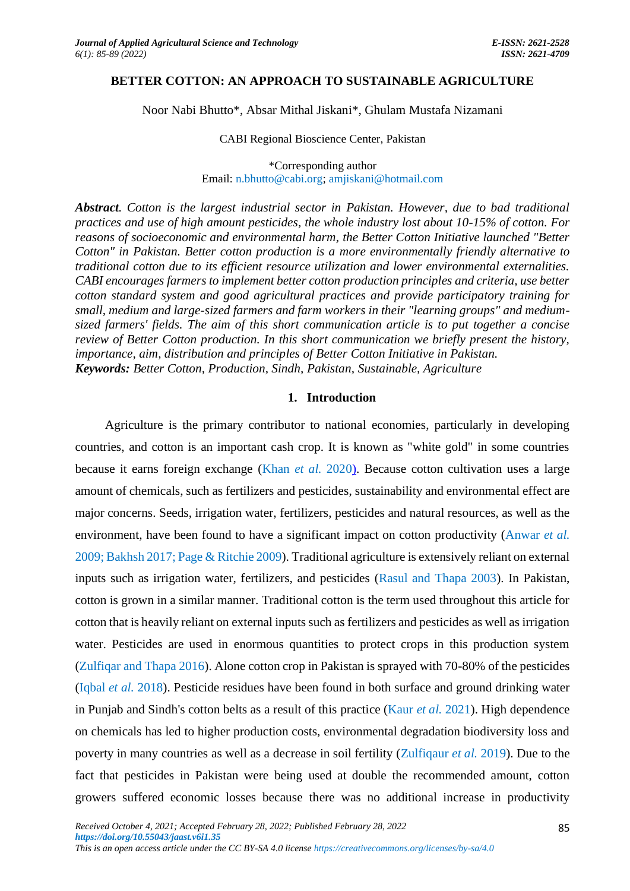# BETTER COTTON: AN APPROACH TO SUSTAINABLE AGRICULTURE

Noor Nabi Bhutto*, Absar Mithal Jiskani*, Ghulam Mustafa Nizamani

CABI Regional Bioscience Center, Pakistan

*Corresponding author
Email: n.bhutto@cabi.org; amjiskani@hotmail.com

***Abstract****. Cotton is the largest industrial sector in Pakistan. However, due to bad traditional practices and use of high amount pesticides, the whole industry lost about 10-15% of cotton. For reasons of socioeconomic and environmental harm, the Better Cotton Initiative launched "Better Cotton" in Pakistan. Better cotton production is a more environmentally friendly alternative to traditional cotton due to its efficient resource utilization and lower environmental externalities. CABI encourages farmers to implement better cotton production principles and criteria, use better cotton standard system and good agricultural practices and provide participatory training for small, medium and large-sized farmers and farm workers in their "learning groups" and medium-sized farmers' fields. The aim of this short communication article is to put together a concise review of Better Cotton production. In this short communication we briefly present the history, importance, aim, distribution and principles of Better Cotton Initiative in Pakistan.*

***Keywords:*** *Better Cotton, Production, Sindh, Pakistan, Sustainable, Agriculture*

## 1. Introduction

Agriculture is the primary contributor to national economies, particularly in developing countries, and cotton is an important cash crop. It is known as "white gold" in some countries because it earns foreign exchange (Khan *et al.* 2020). Because cotton cultivation uses a large amount of chemicals, such as fertilizers and pesticides, sustainability and environmental effect are major concerns. Seeds, irrigation water, fertilizers, pesticides and natural resources, as well as the environment, have been found to have a significant impact on cotton productivity (Anwar *et al.* 2009; Bakhsh 2017; Page & Ritchie 2009). Traditional agriculture is extensively reliant on external inputs such as irrigation water, fertilizers, and pesticides (Rasul and Thapa 2003). In Pakistan, cotton is grown in a similar manner. Traditional cotton is the term used throughout this article for cotton that is heavily reliant on external inputs such as fertilizers and pesticides as well as irrigation water. Pesticides are used in enormous quantities to protect crops in this production system (Zulfiqar and Thapa 2016). Alone cotton crop in Pakistan is sprayed with 70-80% of the pesticides (Iqbal *et al.* 2018). Pesticide residues have been found in both surface and ground drinking water in Punjab and Sindh's cotton belts as a result of this practice (Kaur *et al.* 2021). High dependence on chemicals has led to higher production costs, environmental degradation biodiversity loss and poverty in many countries as well as a decrease in soil fertility (Zulfiqaur *et al.* 2019). Due to the fact that pesticides in Pakistan were being used at double the recommended amount, cotton growers suffered economic losses because there was no additional increase in productivity

Received October 4, 2021; Accepted February 28, 2022; Published February 28, 2022
https://doi.org/10.55043/jaast.v6i1.35
This is an open access article under the CC BY-SA 4.0 license https://creativecommons.org/licenses/by-sa/4.0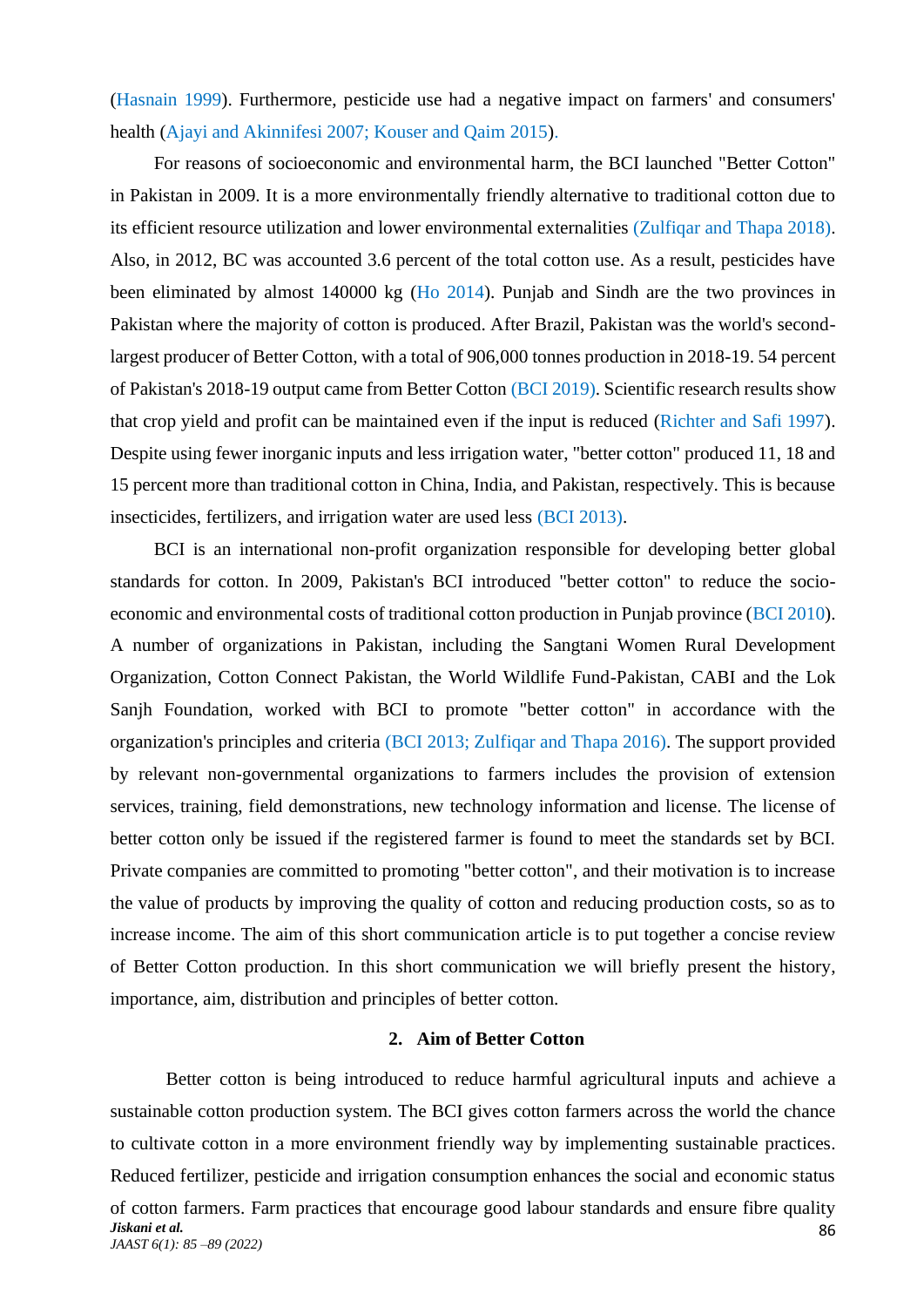(Hasnain 1999). Furthermore, pesticide use had a negative impact on farmers' and consumers' health (Ajayi and Akinnifesi 2007; Kouser and Qaim 2015).

For reasons of socioeconomic and environmental harm, the BCI launched "Better Cotton" in Pakistan in 2009. It is a more environmentally friendly alternative to traditional cotton due to its efficient resource utilization and lower environmental externalities (Zulfiqar and Thapa 2018). Also, in 2012, BC was accounted 3.6 percent of the total cotton use. As a result, pesticides have been eliminated by almost 140000 kg (Ho 2014). Punjab and Sindh are the two provinces in Pakistan where the majority of cotton is produced. After Brazil, Pakistan was the world's second-largest producer of Better Cotton, with a total of 906,000 tonnes production in 2018-19. 54 percent of Pakistan's 2018-19 output came from Better Cotton (BCI 2019). Scientific research results show that crop yield and profit can be maintained even if the input is reduced (Richter and Safi 1997). Despite using fewer inorganic inputs and less irrigation water, "better cotton" produced 11, 18 and 15 percent more than traditional cotton in China, India, and Pakistan, respectively. This is because insecticides, fertilizers, and irrigation water are used less (BCI 2013).

BCI is an international non-profit organization responsible for developing better global standards for cotton. In 2009, Pakistan's BCI introduced "better cotton" to reduce the socio-economic and environmental costs of traditional cotton production in Punjab province (BCI 2010). A number of organizations in Pakistan, including the Sangtani Women Rural Development Organization, Cotton Connect Pakistan, the World Wildlife Fund-Pakistan, CABI and the Lok Sanjh Foundation, worked with BCI to promote "better cotton" in accordance with the organization's principles and criteria (BCI 2013; Zulfiqar and Thapa 2016). The support provided by relevant non-governmental organizations to farmers includes the provision of extension services, training, field demonstrations, new technology information and license. The license of better cotton only be issued if the registered farmer is found to meet the standards set by BCI. Private companies are committed to promoting "better cotton", and their motivation is to increase the value of products by improving the quality of cotton and reducing production costs, so as to increase income. The aim of this short communication article is to put together a concise review of Better Cotton production. In this short communication we will briefly present the history, importance, aim, distribution and principles of better cotton.

## 2. Aim of Better Cotton

Better cotton is being introduced to reduce harmful agricultural inputs and achieve a sustainable cotton production system. The BCI gives cotton farmers across the world the chance to cultivate cotton in a more environment friendly way by implementing sustainable practices. Reduced fertilizer, pesticide and irrigation consumption enhances the social and economic status of cotton farmers. Farm practices that encourage good labour standards and ensure fibre quality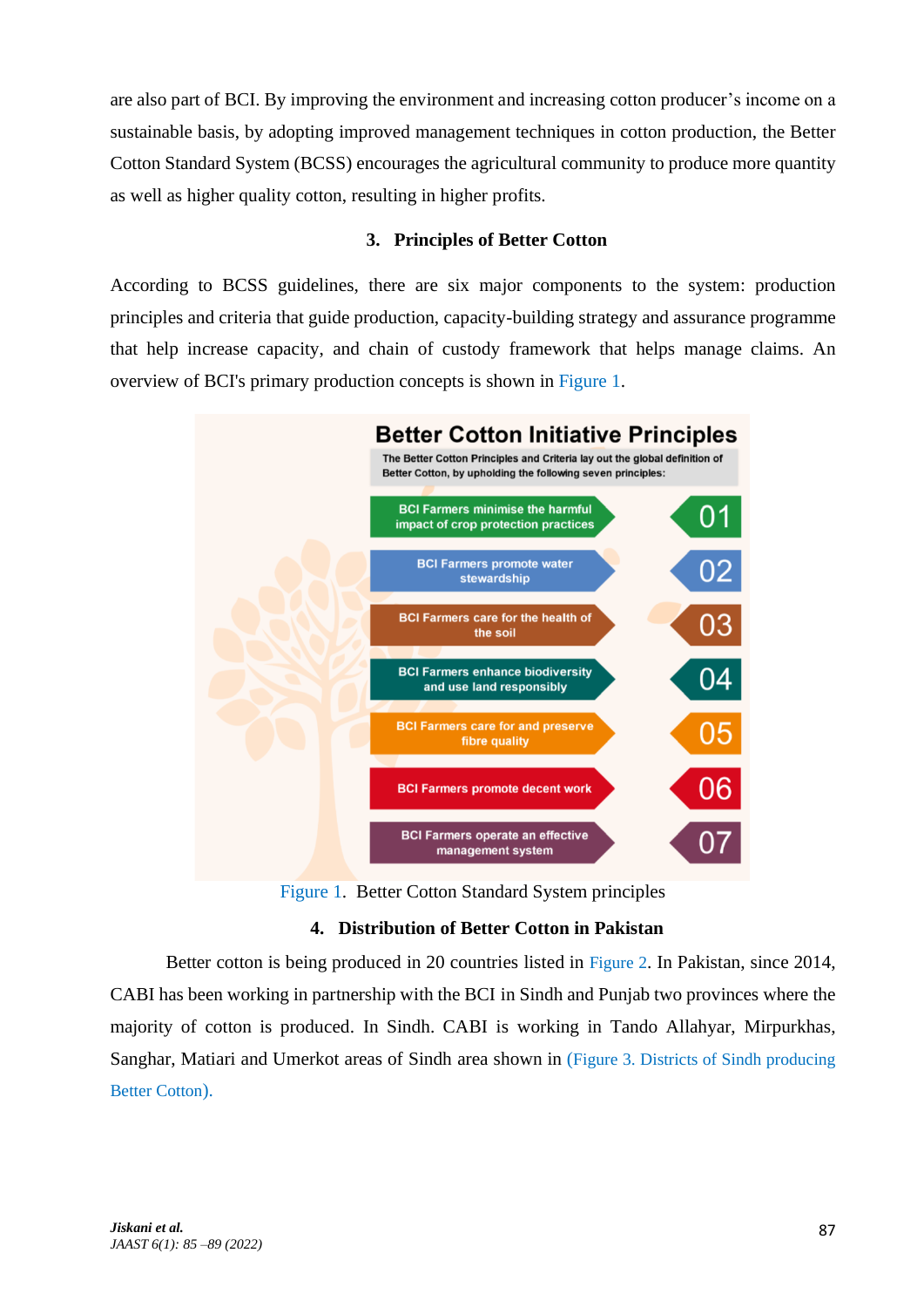are also part of BCI. By improving the environment and increasing cotton producer's income on a sustainable basis, by adopting improved management techniques in cotton production, the Better Cotton Standard System (BCSS) encourages the agricultural community to produce more quantity as well as higher quality cotton, resulting in higher profits.

## 3. Principles of Better Cotton

According to BCSS guidelines, there are six major components to the system: production principles and criteria that guide production, capacity-building strategy and assurance programme that help increase capacity, and chain of custody framework that helps manage claims. An overview of BCI's primary production concepts is shown in Figure 1.

**Better Cotton Initiative Principles**

The Better Cotton Principles and Criteria lay out the global definition of Better Cotton, by upholding the following seven principles:

- 01 BCI Farmers minimise the harmful impact of crop protection practices
- 02 BCI Farmers promote water stewardship
- 03 BCI Farmers care for the health of the soil
- 04 BCI Farmers enhance biodiversity and use land responsibly
- 05 BCI Farmers care for and preserve fibre quality
- 06 BCI Farmers promote decent work
- 07 BCI Farmers operate an effective management system

Figure 1. Better Cotton Standard System principles

## 4. Distribution of Better Cotton in Pakistan

Better cotton is being produced in 20 countries listed in Figure 2. In Pakistan, since 2014, CABI has been working in partnership with the BCI in Sindh and Punjab two provinces where the majority of cotton is produced. In Sindh. CABI is working in Tando Allahyar, Mirpurkhas, Sanghar, Matiari and Umerkot areas of Sindh area shown in (Figure 3. Districts of Sindh producing Better Cotton).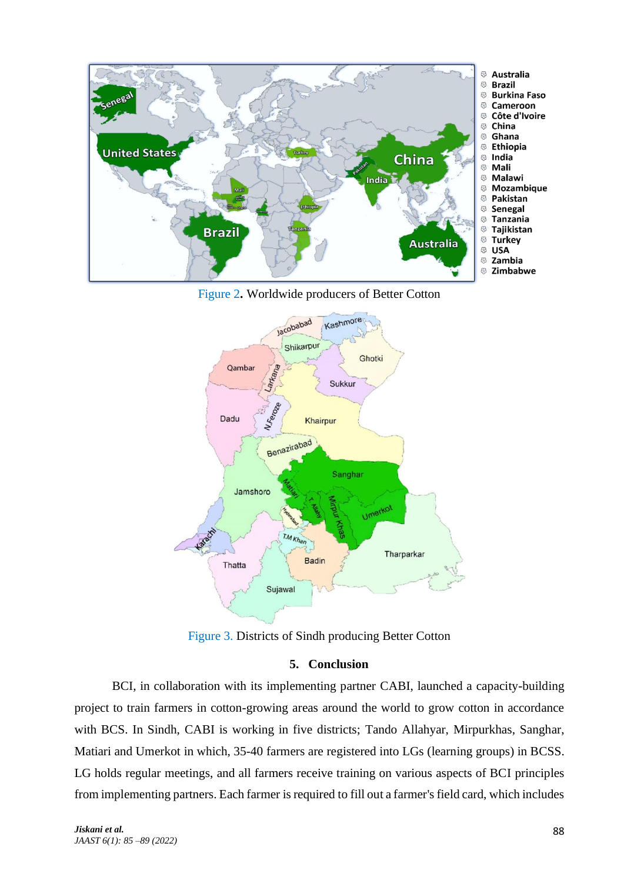Figure 2. Worldwide producers of Better Cotton

Figure 3. Districts of Sindh producing Better Cotton

## 5. Conclusion

BCI, in collaboration with its implementing partner CABI, launched a capacity-building project to train farmers in cotton-growing areas around the world to grow cotton in accordance with BCS. In Sindh, CABI is working in five districts; Tando Allahyar, Mirpurkhas, Sanghar, Matiari and Umerkot in which, 35-40 farmers are registered into LGs (learning groups) in BCSS. LG holds regular meetings, and all farmers receive training on various aspects of BCI principles from implementing partners. Each farmer is required to fill out a farmer's field card, which includes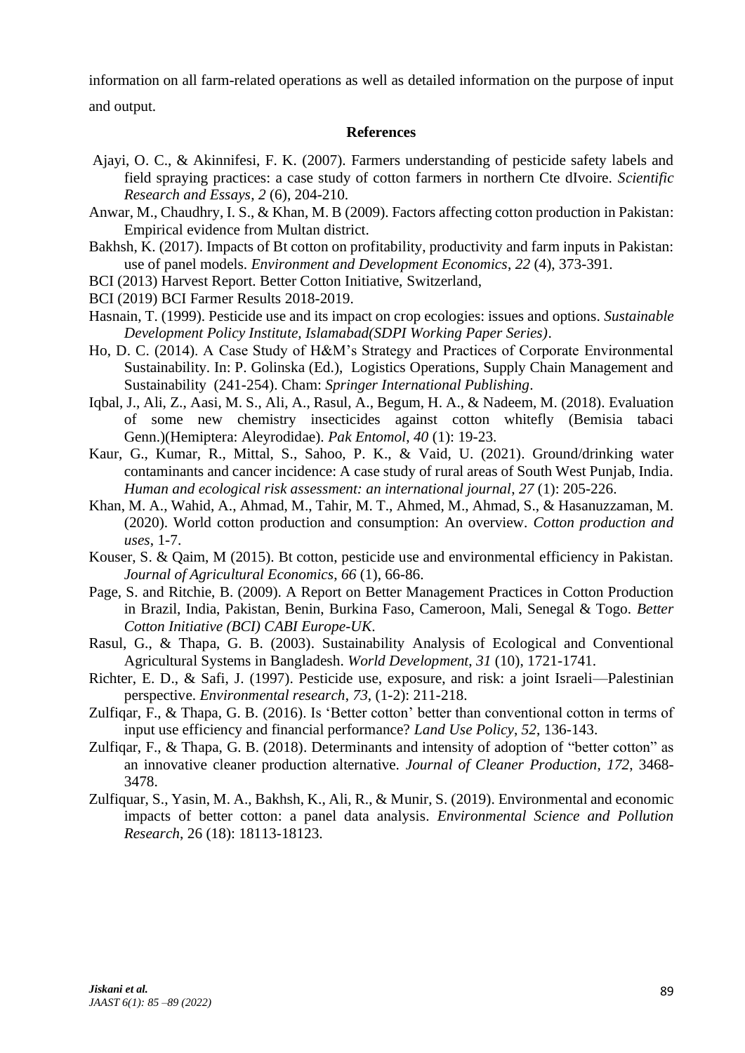information on all farm-related operations as well as detailed information on the purpose of input and output.

## References

Ajayi, O. C., & Akinnifesi, F. K. (2007). Farmers understanding of pesticide safety labels and field spraying practices: a case study of cotton farmers in northern Cte dIvoire. *Scientific Research and Essays*, *2* (6), 204-210.

Anwar, M., Chaudhry, I. S., & Khan, M. B (2009). Factors affecting cotton production in Pakistan: Empirical evidence from Multan district.

Bakhsh, K. (2017). Impacts of Bt cotton on profitability, productivity and farm inputs in Pakistan: use of panel models. *Environment and Development Economics*, *22* (4), 373-391.

BCI (2013) Harvest Report. Better Cotton Initiative, Switzerland,

BCI (2019) BCI Farmer Results 2018-2019.

Hasnain, T. (1999). Pesticide use and its impact on crop ecologies: issues and options. *Sustainable Development Policy Institute, Islamabad(SDPI Working Paper Series)*.

Ho, D. C. (2014). A Case Study of H&M's Strategy and Practices of Corporate Environmental Sustainability. In: P. Golinska (Ed.), Logistics Operations, Supply Chain Management and Sustainability (241-254). Cham: *Springer International Publishing*.

Iqbal, J., Ali, Z., Aasi, M. S., Ali, A., Rasul, A., Begum, H. A., & Nadeem, M. (2018). Evaluation of some new chemistry insecticides against cotton whitefly (Bemisia tabaci Genn.)(Hemiptera: Aleyrodidae). *Pak Entomol*, *40* (1): 19-23.

Kaur, G., Kumar, R., Mittal, S., Sahoo, P. K., & Vaid, U. (2021). Ground/drinking water contaminants and cancer incidence: A case study of rural areas of South West Punjab, India. *Human and ecological risk assessment: an international journal*, *27* (1): 205-226.

Khan, M. A., Wahid, A., Ahmad, M., Tahir, M. T., Ahmed, M., Ahmad, S., & Hasanuzzaman, M. (2020). World cotton production and consumption: An overview. *Cotton production and uses*, 1-7.

Kouser, S. & Qaim, M (2015). Bt cotton, pesticide use and environmental efficiency in Pakistan. *Journal of Agricultural Economics*, *66* (1), 66-86.

Page, S. and Ritchie, B. (2009). A Report on Better Management Practices in Cotton Production in Brazil, India, Pakistan, Benin, Burkina Faso, Cameroon, Mali, Senegal & Togo. *Better Cotton Initiative (BCI) CABI Europe-UK*.

Rasul, G., & Thapa, G. B. (2003). Sustainability Analysis of Ecological and Conventional Agricultural Systems in Bangladesh. *World Development*, *31* (10), 1721-1741.

Richter, E. D., & Safi, J. (1997). Pesticide use, exposure, and risk: a joint Israeli—Palestinian perspective. *Environmental research*, *73*, (1-2): 211-218.

Zulfiqar, F., & Thapa, G. B. (2016). Is 'Better cotton' better than conventional cotton in terms of input use efficiency and financial performance? *Land Use Policy*, *52*, 136-143.

Zulfiqar, F., & Thapa, G. B. (2018). Determinants and intensity of adoption of "better cotton" as an innovative cleaner production alternative. *Journal of Cleaner Production*, *172*, 3468-3478.

Zulfiquar, S., Yasin, M. A., Bakhsh, K., Ali, R., & Munir, S. (2019). Environmental and economic impacts of better cotton: a panel data analysis. *Environmental Science and Pollution Research*, 26 (18): 18113-18123.